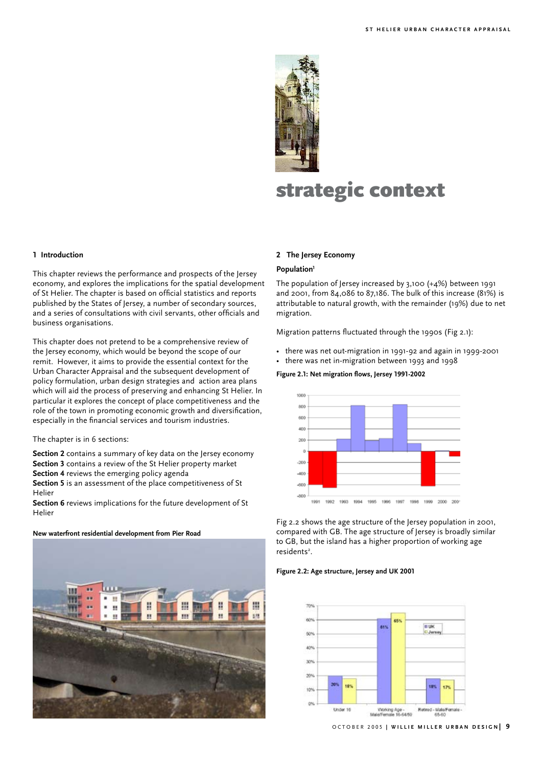# strategic context

## 1 Introduction

This chapter reviews the performance and prospects of the Jersey economy, and explores the implications for the spatial development of St Helier. The chapter is based on official statistics and reports published by the States of Jersey, a number of secondary sources, and a series of consultations with civil servants, other officials and business organisations.

This chapter does not pretend to be a comprehensive review of the Jersey economy, which would be beyond the scope of our remit. However, it aims to provide the essential context for the Urban Character Appraisal and the subsequent development of policy formulation, urban design strategies and action area plans which will aid the process of preserving and enhancing St Helier. In particular it explores the concept of place competitiveness and the role of the town in promoting economic growth and diversification, especially in the financial services and tourism industries.

The chapter is in 6 sections:

**Section 2** contains a summary of key data on the Jersey economy
**Section 3** contains a review of the St Helier property market
**Section 4** reviews the emerging policy agenda
**Section 5** is an assessment of the place competitiveness of St Helier
**Section 6** reviews implications for the future development of St Helier

**New waterfront residential development from Pier Road**

## 2 The Jersey Economy

### Population[1]

The population of Jersey increased by 3,100 (+4%) between 1991 and 2001, from 84,086 to 87,186. The bulk of this increase (81%) is attributable to natural growth, with the remainder (19%) due to net migration.

Migration patterns fluctuated through the 1990s (Fig 2.1):

- there was net out-migration in 1991-92 and again in 1999-2001
- there was net in-migration between 1993 and 1998

**Figure 2.1: Net migration flows, Jersey 1991-2002**

Fig 2.2 shows the age structure of the Jersey population in 2001, compared with GB. The age structure of Jersey is broadly similar to GB, but the island has a higher proportion of working age residents[2].

**Figure 2.2: Age structure, Jersey and UK 2001**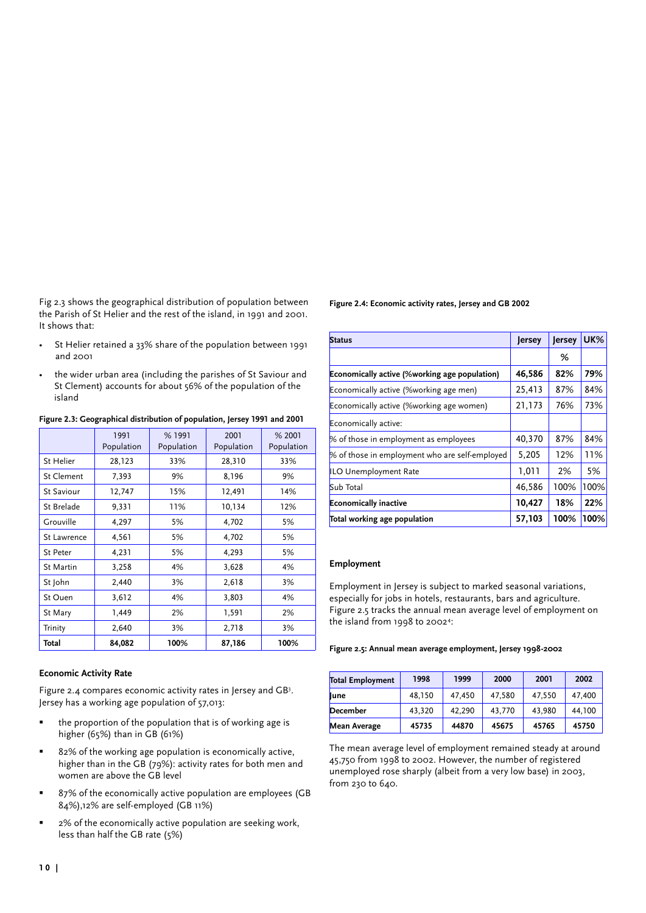Fig 2.3 shows the geographical distribution of population between the Parish of St Helier and the rest of the island, in 1991 and 2001. It shows that:

- St Helier retained a 33% share of the population between 1991 and 2001
- the wider urban area (including the parishes of St Saviour and St Clement) accounts for about 56% of the population of the island

**Figure 2.3: Geographical distribution of population, Jersey 1991 and 2001**

| | 1991 Population | % 1991 Population | 2001 Population | % 2001 Population |
|---|---|---|---|---|
| St Helier | 28,123 | 33% | 28,310 | 33% |
| St Clement | 7,393 | 9% | 8,196 | 9% |
| St Saviour | 12,747 | 15% | 12,491 | 14% |
| St Brelade | 9,331 | 11% | 10,134 | 12% |
| Grouville | 4,297 | 5% | 4,702 | 5% |
| St Lawrence | 4,561 | 5% | 4,702 | 5% |
| St Peter | 4,231 | 5% | 4,293 | 5% |
| St Martin | 3,258 | 4% | 3,628 | 4% |
| St John | 2,440 | 3% | 2,618 | 3% |
| St Ouen | 3,612 | 4% | 3,803 | 4% |
| St Mary | 1,449 | 2% | 1,591 | 2% |
| Trinity | 2,640 | 3% | 2,718 | 3% |
| **Total** | **84,082** | **100%** | **87,186** | **100%** |

### Economic Activity Rate

Figure 2.4 compares economic activity rates in Jersey and GB[3]. Jersey has a working age population of 57,013:

- the proportion of the population that is of working age is higher (65%) than in GB (61%)
- 82% of the working age population is economically active, higher than in the GB (79%): activity rates for both men and women are above the GB level
- 87% of the economically active population are employees (GB 84%),12% are self-employed (GB 11%)
- 2% of the economically active population are seeking work, less than half the GB rate (5%)

**Figure 2.4: Economic activity rates, Jersey and GB 2002**

| Status | Jersey | Jersey | UK% |
|---|---|---|---|
| | | % | |
| **Economically active (%working age population)** | **46,586** | **82%** | **79%** |
| Economically active (%working age men) | 25,413 | 87% | 84% |
| Economically active (%working age women) | 21,173 | 76% | 73% |
| Economically active: | | | |
| % of those in employment as employees | 40,370 | 87% | 84% |
| % of those in employment who are self-employed | 5,205 | 12% | 11% |
| ILO Unemployment Rate | 1,011 | 2% | 5% |
| Sub Total | 46,586 | 100% | 100% |
| **Economically inactive** | **10,427** | **18%** | **22%** |
| **Total working age population** | **57,103** | **100%** | **100%** |

### Employment

Employment in Jersey is subject to marked seasonal variations, especially for jobs in hotels, restaurants, bars and agriculture. Figure 2.5 tracks the annual mean average level of employment on the island from 1998 to 2002[4]:

**Figure 2.5: Annual mean average employment, Jersey 1998-2002**

| Total Employment | 1998 | 1999 | 2000 | 2001 | 2002 |
|---|---|---|---|---|---|
| **June** | 48,150 | 47,450 | 47,580 | 47,550 | 47,400 |
| **December** | 43,320 | 42,290 | 43,770 | 43,980 | 44,100 |
| **Mean Average** | **45735** | **44870** | **45675** | **45765** | **45750** |

The mean average level of employment remained steady at around 45,750 from 1998 to 2002. However, the number of registered unemployed rose sharply (albeit from a very low base) in 2003, from 230 to 640.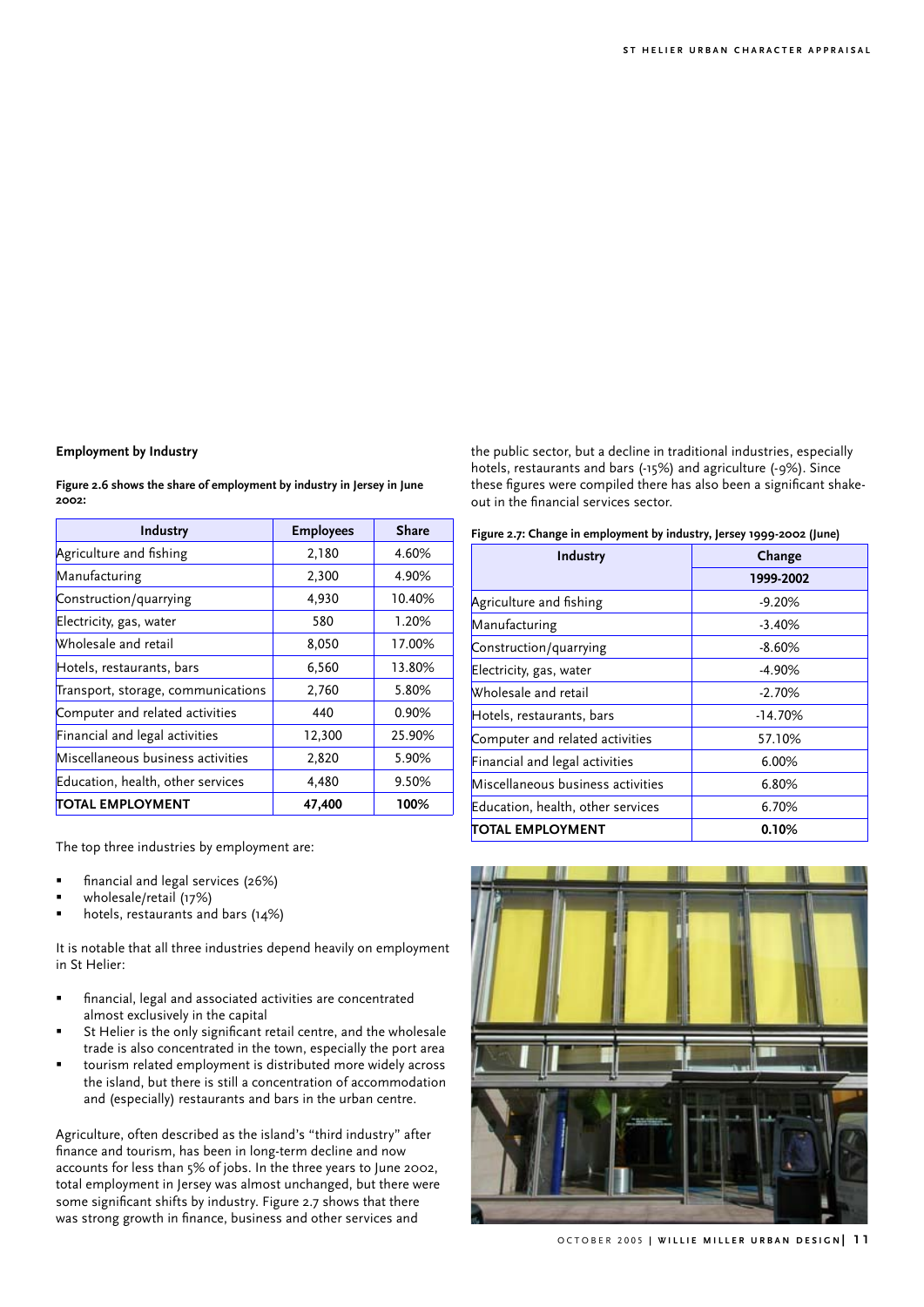**Employment by Industry**

**Figure 2.6 shows the share of employment by industry in Jersey in June 2002:**

| Industry | Employees | Share |
|---|---|---|
| Agriculture and fishing | 2,180 | 4.60% |
| Manufacturing | 2,300 | 4.90% |
| Construction/quarrying | 4,930 | 10.40% |
| Electricity, gas, water | 580 | 1.20% |
| Wholesale and retail | 8,050 | 17.00% |
| Hotels, restaurants, bars | 6,560 | 13.80% |
| Transport, storage, communications | 2,760 | 5.80% |
| Computer and related activities | 440 | 0.90% |
| Financial and legal activities | 12,300 | 25.90% |
| Miscellaneous business activities | 2,820 | 5.90% |
| Education, health, other services | 4,480 | 9.50% |
| **TOTAL EMPLOYMENT** | **47,400** | **100%** |

The top three industries by employment are:

- financial and legal services (26%)
- wholesale/retail (17%)
- hotels, restaurants and bars (14%)

It is notable that all three industries depend heavily on employment in St Helier:

- financial, legal and associated activities are concentrated almost exclusively in the capital
- St Helier is the only significant retail centre, and the wholesale trade is also concentrated in the town, especially the port area
- tourism related employment is distributed more widely across the island, but there is still a concentration of accommodation and (especially) restaurants and bars in the urban centre.

Agriculture, often described as the island's "third industry" after finance and tourism, has been in long-term decline and now accounts for less than 5% of jobs. In the three years to June 2002, total employment in Jersey was almost unchanged, but there were some significant shifts by industry. Figure 2.7 shows that there was strong growth in finance, business and other services and the public sector, but a decline in traditional industries, especially hotels, restaurants and bars (-15%) and agriculture (-9%). Since these figures were compiled there has also been a significant shake-out in the financial services sector.

**Figure 2.7: Change in employment by industry, Jersey 1999-2002 (June)**

| Industry | Change |
|---|---|
| | 1999-2002 |
| Agriculture and fishing | -9.20% |
| Manufacturing | -3.40% |
| Construction/quarrying | -8.60% |
| Electricity, gas, water | -4.90% |
| Wholesale and retail | -2.70% |
| Hotels, restaurants, bars | -14.70% |
| Computer and related activities | 57.10% |
| Financial and legal activities | 6.00% |
| Miscellaneous business activities | 6.80% |
| Education, health, other services | 6.70% |
| **TOTAL EMPLOYMENT** | **0.10%** |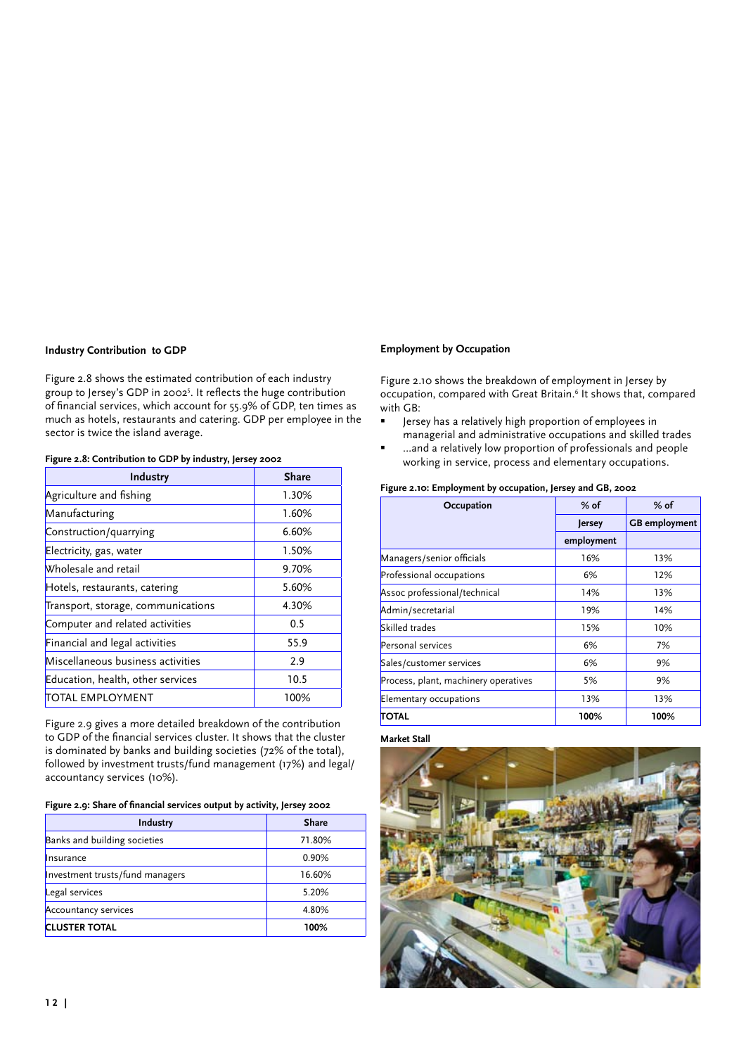### Industry Contribution to GDP

Figure 2.8 shows the estimated contribution of each industry group to Jersey's GDP in 2002[5]. It reflects the huge contribution of financial services, which account for 55.9% of GDP, ten times as much as hotels, restaurants and catering. GDP per employee in the sector is twice the island average.

**Figure 2.8: Contribution to GDP by industry, Jersey 2002**

| Industry | Share |
|---|---|
| Agriculture and fishing | 1.30% |
| Manufacturing | 1.60% |
| Construction/quarrying | 6.60% |
| Electricity, gas, water | 1.50% |
| Wholesale and retail | 9.70% |
| Hotels, restaurants, catering | 5.60% |
| Transport, storage, communications | 4.30% |
| Computer and related activities | 0.5 |
| Financial and legal activities | 55.9 |
| Miscellaneous business activities | 2.9 |
| Education, health, other services | 10.5 |
| TOTAL EMPLOYMENT | 100% |

Figure 2.9 gives a more detailed breakdown of the contribution to GDP of the financial services cluster. It shows that the cluster is dominated by banks and building societies (72% of the total), followed by investment trusts/fund management (17%) and legal/accountancy services (10%).

**Figure 2.9: Share of financial services output by activity, Jersey 2002**

| Industry | Share |
|---|---|
| Banks and building societies | 71.80% |
| Insurance | 0.90% |
| Investment trusts/fund managers | 16.60% |
| Legal services | 5.20% |
| Accountancy services | 4.80% |
| **CLUSTER TOTAL** | **100%** |

### Employment by Occupation

Figure 2.10 shows the breakdown of employment in Jersey by occupation, compared with Great Britain.[6] It shows that, compared with GB:

- Jersey has a relatively high proportion of employees in managerial and administrative occupations and skilled trades
- ...and a relatively low proportion of professionals and people working in service, process and elementary occupations.

**Figure 2.10: Employment by occupation, Jersey and GB, 2002**

| Occupation | % of Jersey employment | % of GB employment |
|---|---|---|
| Managers/senior officials | 16% | 13% |
| Professional occupations | 6% | 12% |
| Assoc professional/technical | 14% | 13% |
| Admin/secretarial | 19% | 14% |
| Skilled trades | 15% | 10% |
| Personal services | 6% | 7% |
| Sales/customer services | 6% | 9% |
| Process, plant, machinery operatives | 5% | 9% |
| Elementary occupations | 13% | 13% |
| **TOTAL** | **100%** | **100%** |

**Market Stall**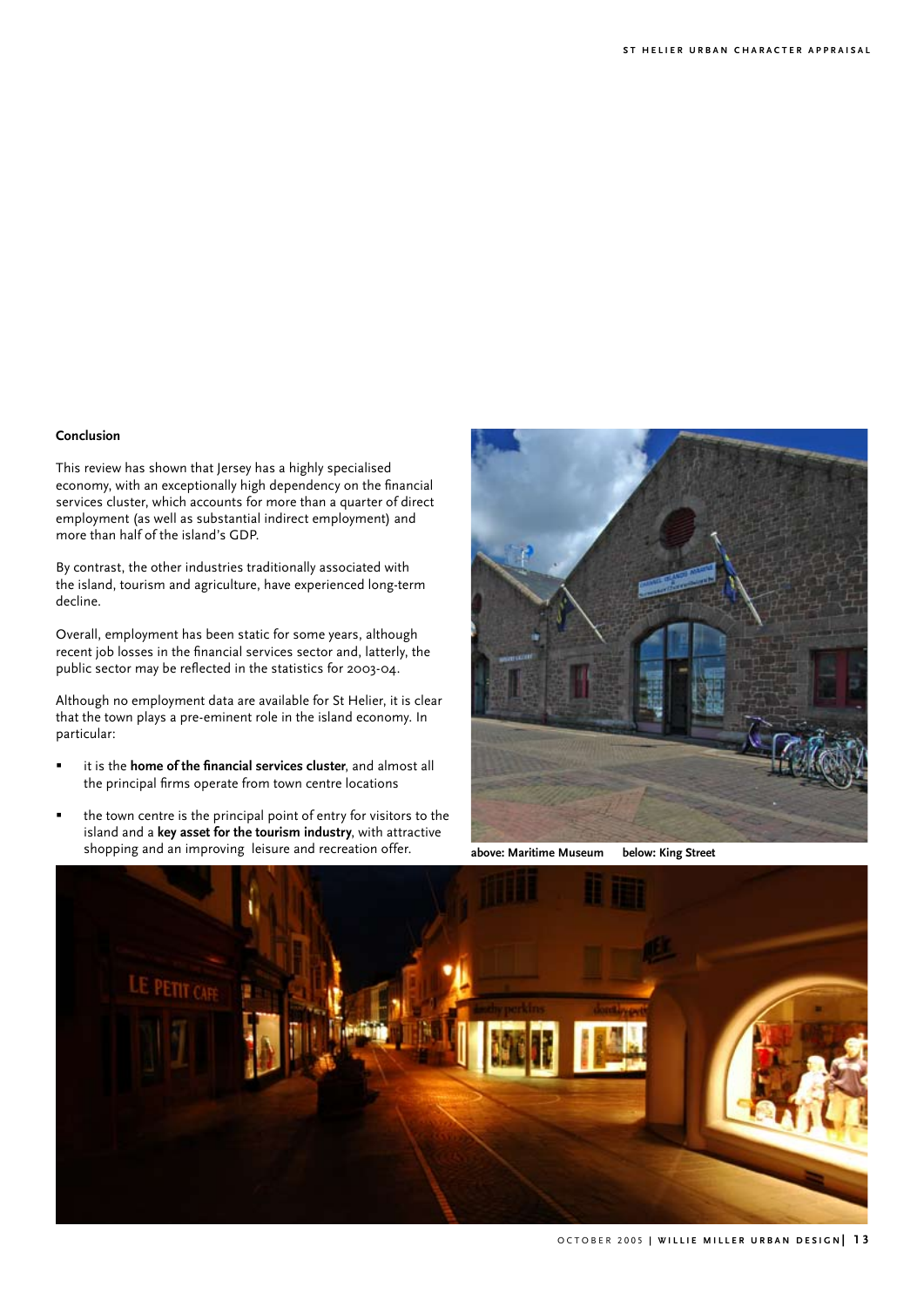### Conclusion

This review has shown that Jersey has a highly specialised economy, with an exceptionally high dependency on the financial services cluster, which accounts for more than a quarter of direct employment (as well as substantial indirect employment) and more than half of the island's GDP.

By contrast, the other industries traditionally associated with the island, tourism and agriculture, have experienced long-term decline.

Overall, employment has been static for some years, although recent job losses in the financial services sector and, latterly, the public sector may be reflected in the statistics for 2003-04.

Although no employment data are available for St Helier, it is clear that the town plays a pre-eminent role in the island economy. In particular:

- it is the **home of the financial services cluster**, and almost all the principal firms operate from town centre locations
- the town centre is the principal point of entry for visitors to the island and a **key asset for the tourism industry**, with attractive shopping and an improving leisure and recreation offer.

**above: Maritime Museum** **below: King Street**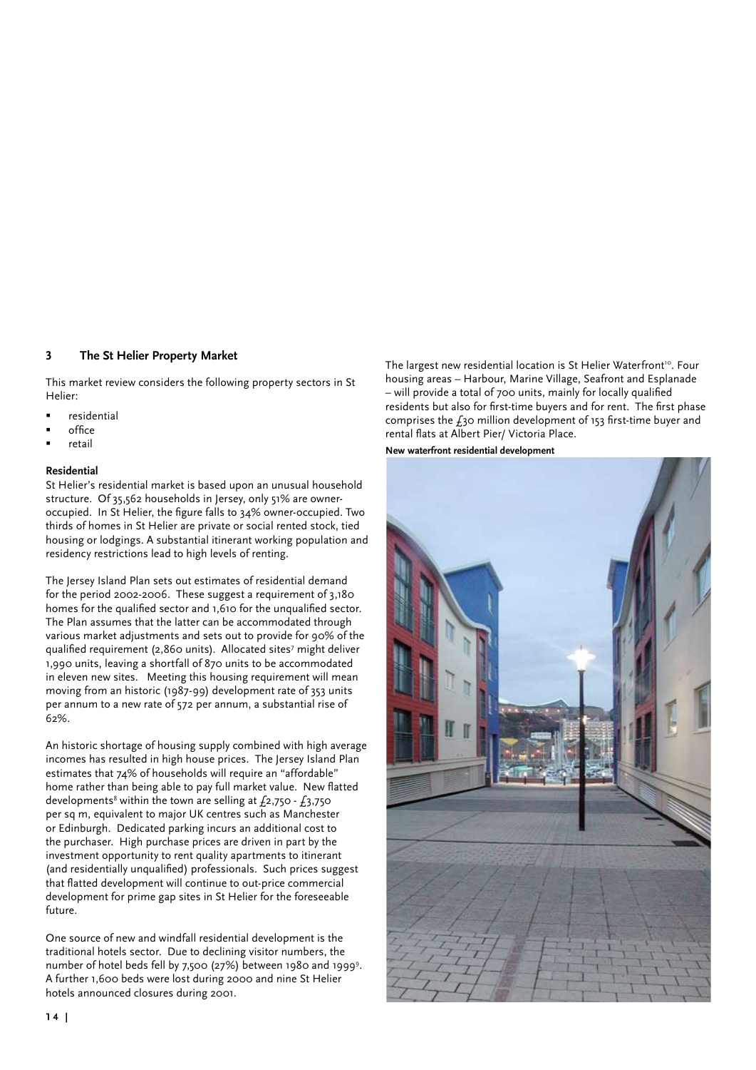## 3 The St Helier Property Market

This market review considers the following property sectors in St Helier:

- residential
- office
- retail

**Residential**

St Helier's residential market is based upon an unusual household structure. Of 35,562 households in Jersey, only 51% are owner-occupied. In St Helier, the figure falls to 34% owner-occupied. Two thirds of homes in St Helier are private or social rented stock, tied housing or lodgings. A substantial itinerant working population and residency restrictions lead to high levels of renting.

The Jersey Island Plan sets out estimates of residential demand for the period 2002-2006. These suggest a requirement of 3,180 homes for the qualified sector and 1,610 for the unqualified sector. The Plan assumes that the latter can be accommodated through various market adjustments and sets out to provide for 90% of the qualified requirement (2,860 units). Allocated sites[7] might deliver 1,990 units, leaving a shortfall of 870 units to be accommodated in eleven new sites. Meeting this housing requirement will mean moving from an historic (1987-99) development rate of 353 units per annum to a new rate of 572 per annum, a substantial rise of 62%.

An historic shortage of housing supply combined with high average incomes has resulted in high house prices. The Jersey Island Plan estimates that 74% of households will require an "affordable" home rather than being able to pay full market value. New flatted developments[8] within the town are selling at £2,750 - £3,750 per sq m, equivalent to major UK centres such as Manchester or Edinburgh. Dedicated parking incurs an additional cost to the purchaser. High purchase prices are driven in part by the investment opportunity to rent quality apartments to itinerant (and residentially unqualified) professionals. Such prices suggest that flatted development will continue to out-price commercial development for prime gap sites in St Helier for the foreseeable future.

One source of new and windfall residential development is the traditional hotels sector. Due to declining visitor numbers, the number of hotel beds fell by 7,500 (27%) between 1980 and 1999[9]. A further 1,600 beds were lost during 2000 and nine St Helier hotels announced closures during 2001.

The largest new residential location is St Helier Waterfront[10]. Four housing areas – Harbour, Marine Village, Seafront and Esplanade – will provide a total of 700 units, mainly for locally qualified residents but also for first-time buyers and for rent. The first phase comprises the £30 million development of 153 first-time buyer and rental flats at Albert Pier/ Victoria Place.

**New waterfront residential development**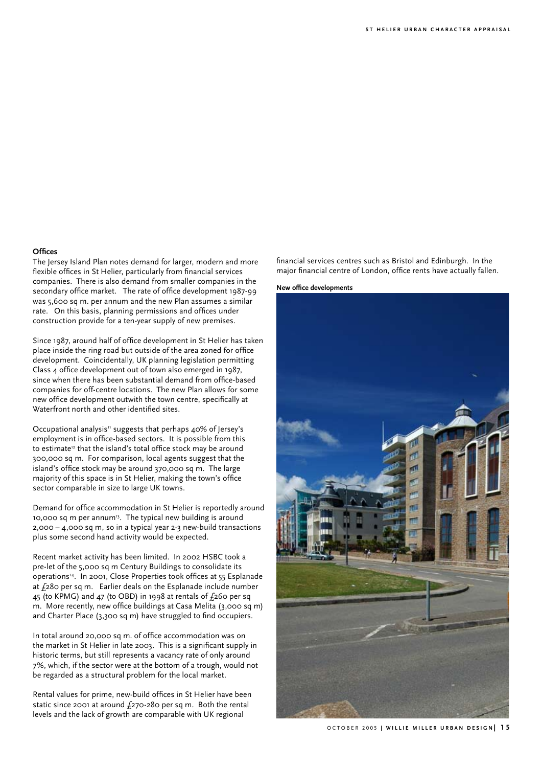### Offices

The Jersey Island Plan notes demand for larger, modern and more flexible offices in St Helier, particularly from financial services companies. There is also demand from smaller companies in the secondary office market. The rate of office development 1987-99 was 5,600 sq m. per annum and the new Plan assumes a similar rate. On this basis, planning permissions and offices under construction provide for a ten-year supply of new premises.

Since 1987, around half of office development in St Helier has taken place inside the ring road but outside of the area zoned for office development. Coincidentally, UK planning legislation permitting Class 4 office development out of town also emerged in 1987, since when there has been substantial demand from office-based companies for off-centre locations. The new Plan allows for some new office development outwith the town centre, specifically at Waterfront north and other identified sites.

Occupational analysis[11] suggests that perhaps 40% of Jersey's employment is in office-based sectors. It is possible from this to estimate[12] that the island's total office stock may be around 300,000 sq m. For comparison, local agents suggest that the island's office stock may be around 370,000 sq m. The large majority of this space is in St Helier, making the town's office sector comparable in size to large UK towns.

Demand for office accommodation in St Helier is reportedly around 10,000 sq m per annum[13]. The typical new building is around 2,000 – 4,000 sq m, so in a typical year 2-3 new-build transactions plus some second hand activity would be expected.

Recent market activity has been limited. In 2002 HSBC took a pre-let of the 5,000 sq m Century Buildings to consolidate its operations[14]. In 2001, Close Properties took offices at 55 Esplanade at £280 per sq m. Earlier deals on the Esplanade include number 45 (to KPMG) and 47 (to OBD) in 1998 at rentals of £260 per sq m. More recently, new office buildings at Casa Melita (3,000 sq m) and Charter Place (3,300 sq m) have struggled to find occupiers.

In total around 20,000 sq m. of office accommodation was on the market in St Helier in late 2003. This is a significant supply in historic terms, but still represents a vacancy rate of only around 7%, which, if the sector were at the bottom of a trough, would not be regarded as a structural problem for the local market.

Rental values for prime, new-build offices in St Helier have been static since 2001 at around £270-280 per sq m. Both the rental levels and the lack of growth are comparable with UK regional financial services centres such as Bristol and Edinburgh. In the major financial centre of London, office rents have actually fallen.

**New office developments**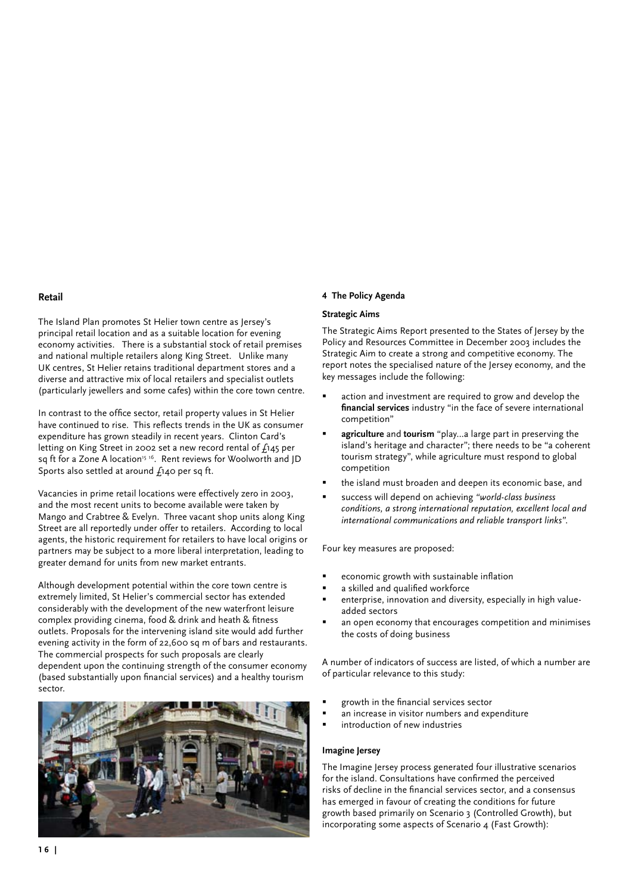## Retail

The Island Plan promotes St Helier town centre as Jersey's principal retail location and as a suitable location for evening economy activities. There is a substantial stock of retail premises and national multiple retailers along King Street. Unlike many UK centres, St Helier retains traditional department stores and a diverse and attractive mix of local retailers and specialist outlets (particularly jewellers and some cafes) within the core town centre.

In contrast to the office sector, retail property values in St Helier have continued to rise. This reflects trends in the UK as consumer expenditure has grown steadily in recent years. Clinton Card's letting on King Street in 2002 set a new record rental of £145 per sq ft for a Zone A location[15 16]. Rent reviews for Woolworth and JD Sports also settled at around £140 per sq ft.

Vacancies in prime retail locations were effectively zero in 2003, and the most recent units to become available were taken by Mango and Crabtree & Evelyn. Three vacant shop units along King Street are all reportedly under offer to retailers. According to local agents, the historic requirement for retailers to have local origins or partners may be subject to a more liberal interpretation, leading to greater demand for units from new market entrants.

Although development potential within the core town centre is extremely limited, St Helier's commercial sector has extended considerably with the development of the new waterfront leisure complex providing cinema, food & drink and heath & fitness outlets. Proposals for the intervening island site would add further evening activity in the form of 22,600 sq m of bars and restaurants. The commercial prospects for such proposals are clearly dependent upon the continuing strength of the consumer economy (based substantially upon financial services) and a healthy tourism sector.

## 4 The Policy Agenda

### Strategic Aims

The Strategic Aims Report presented to the States of Jersey by the Policy and Resources Committee in December 2003 includes the Strategic Aim to create a strong and competitive economy. The report notes the specialised nature of the Jersey economy, and the key messages include the following:

- action and investment are required to grow and develop the **financial services** industry "in the face of severe international competition"
- **agriculture** and **tourism** "play...a large part in preserving the island's heritage and character"; there needs to be "a coherent tourism strategy", while agriculture must respond to global competition
- the island must broaden and deepen its economic base, and
- success will depend on achieving *"world-class business conditions, a strong international reputation, excellent local and international communications and reliable transport links"*.

Four key measures are proposed:

- economic growth with sustainable inflation
- a skilled and qualified workforce
- enterprise, innovation and diversity, especially in high value-added sectors
- an open economy that encourages competition and minimises the costs of doing business

A number of indicators of success are listed, of which a number are of particular relevance to this study:

- growth in the financial services sector
- an increase in visitor numbers and expenditure
- introduction of new industries

### Imagine Jersey

The Imagine Jersey process generated four illustrative scenarios for the island. Consultations have confirmed the perceived risks of decline in the financial services sector, and a consensus has emerged in favour of creating the conditions for future growth based primarily on Scenario 3 (Controlled Growth), but incorporating some aspects of Scenario 4 (Fast Growth):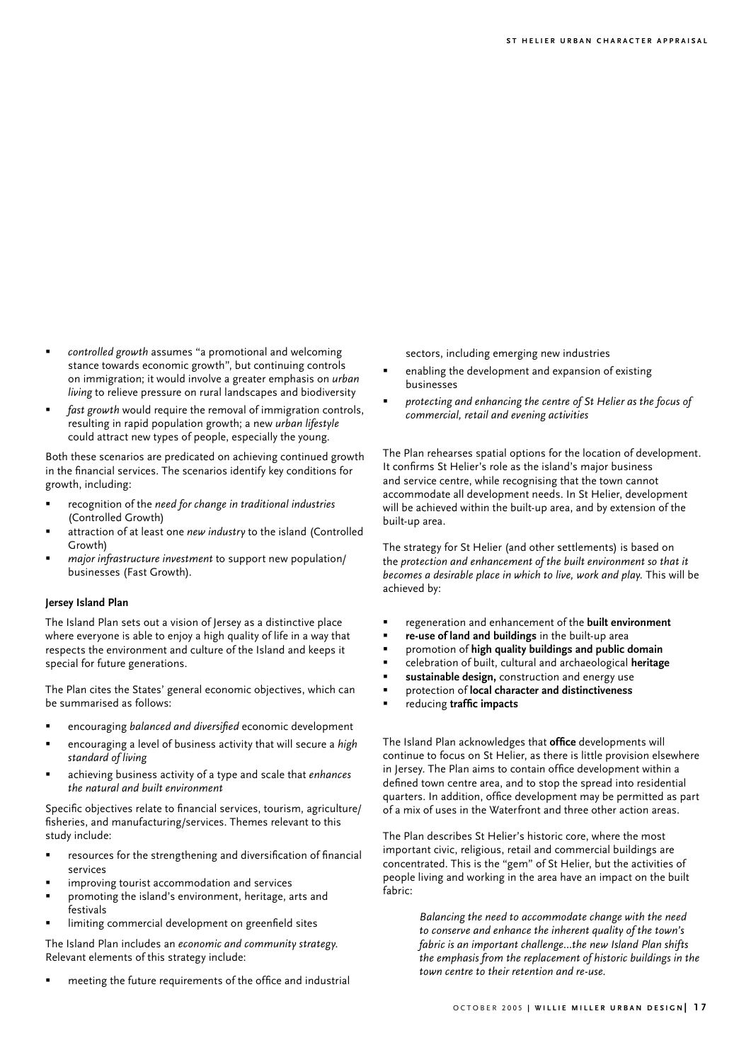- *controlled growth* assumes "a promotional and welcoming stance towards economic growth", but continuing controls on immigration; it would involve a greater emphasis on *urban living* to relieve pressure on rural landscapes and biodiversity
- *fast growth* would require the removal of immigration controls, resulting in rapid population growth; a new *urban lifestyle* could attract new types of people, especially the young.

Both these scenarios are predicated on achieving continued growth in the financial services. The scenarios identify key conditions for growth, including:

- recognition of the *need for change in traditional industries* (Controlled Growth)
- attraction of at least one *new industry* to the island (Controlled Growth)
- *major infrastructure investment* to support new population/ businesses (Fast Growth).

**Jersey Island Plan**

The Island Plan sets out a vision of Jersey as a distinctive place where everyone is able to enjoy a high quality of life in a way that respects the environment and culture of the Island and keeps it special for future generations.

The Plan cites the States' general economic objectives, which can be summarised as follows:

- encouraging *balanced and diversified* economic development
- encouraging a level of business activity that will secure a *high standard of living*
- achieving business activity of a type and scale that *enhances the natural and built environment*

Specific objectives relate to financial services, tourism, agriculture/ fisheries, and manufacturing/services. Themes relevant to this study include:

- resources for the strengthening and diversification of financial services
- improving tourist accommodation and services
- promoting the island's environment, heritage, arts and festivals
- limiting commercial development on greenfield sites

The Island Plan includes an *economic and community strategy*. Relevant elements of this strategy include:

- meeting the future requirements of the office and industrial sectors, including emerging new industries
- enabling the development and expansion of existing businesses
- *protecting and enhancing the centre of St Helier as the focus of commercial, retail and evening activities*

The Plan rehearses spatial options for the location of development. It confirms St Helier's role as the island's major business and service centre, while recognising that the town cannot accommodate all development needs. In St Helier, development will be achieved within the built-up area, and by extension of the built-up area.

The strategy for St Helier (and other settlements) is based on the *protection and enhancement of the built environment so that it becomes a desirable place in which to live, work and play.* This will be achieved by:

- regeneration and enhancement of the **built environment**
- **re-use of land and buildings** in the built-up area
- promotion of **high quality buildings and public domain**
- celebration of built, cultural and archaeological **heritage**
- **sustainable design,** construction and energy use
- protection of **local character and distinctiveness**
- reducing **traffic impacts**

The Island Plan acknowledges that **office** developments will continue to focus on St Helier, as there is little provision elsewhere in Jersey. The Plan aims to contain office development within a defined town centre area, and to stop the spread into residential quarters. In addition, office development may be permitted as part of a mix of uses in the Waterfront and three other action areas.

The Plan describes St Helier's historic core, where the most important civic, religious, retail and commercial buildings are concentrated. This is the "gem" of St Helier, but the activities of people living and working in the area have an impact on the built fabric:

> *Balancing the need to accommodate change with the need to conserve and enhance the inherent quality of the town's fabric is an important challenge...the new Island Plan shifts the emphasis from the replacement of historic buildings in the town centre to their retention and re-use.*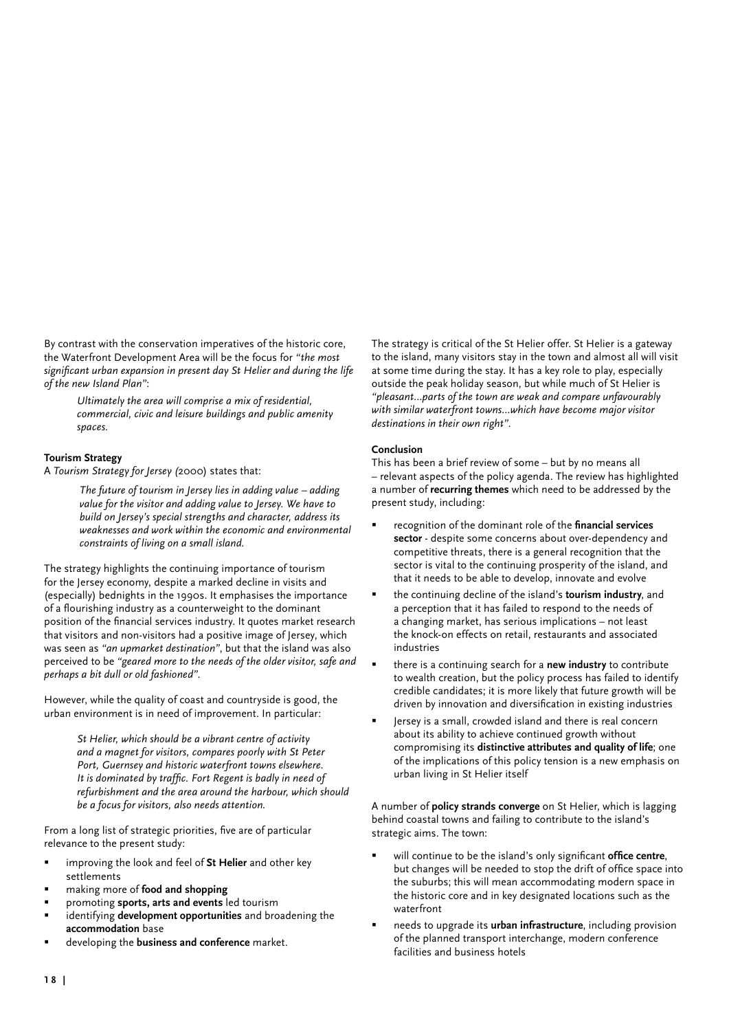By contrast with the conservation imperatives of the historic core, the Waterfront Development Area will be the focus for *"the most significant urban expansion in present day St Helier and during the life of the new Island Plan"*:

> *Ultimately the area will comprise a mix of residential, commercial, civic and leisure buildings and public amenity spaces.*

**Tourism Strategy**

A *Tourism Strategy for Jersey (*2000) states that:

> *The future of tourism in Jersey lies in adding value – adding value for the visitor and adding value to Jersey. We have to build on Jersey's special strengths and character, address its weaknesses and work within the economic and environmental constraints of living on a small island.*

The strategy highlights the continuing importance of tourism for the Jersey economy, despite a marked decline in visits and (especially) bednights in the 1990s. It emphasises the importance of a flourishing industry as a counterweight to the dominant position of the financial services industry. It quotes market research that visitors and non-visitors had a positive image of Jersey, which was seen as *"an upmarket destination"*, but that the island was also perceived to be *"geared more to the needs of the older visitor, safe and perhaps a bit dull or old fashioned"*.

However, while the quality of coast and countryside is good, the urban environment is in need of improvement. In particular:

> *St Helier, which should be a vibrant centre of activity and a magnet for visitors, compares poorly with St Peter Port, Guernsey and historic waterfront towns elsewhere. It is dominated by traffic. Fort Regent is badly in need of refurbishment and the area around the harbour, which should be a focus for visitors, also needs attention.*

From a long list of strategic priorities, five are of particular relevance to the present study:

- improving the look and feel of **St Helier** and other key settlements
- making more of **food and shopping**
- promoting **sports, arts and events** led tourism
- identifying **development opportunities** and broadening the **accommodation** base
- developing the **business and conference** market.

The strategy is critical of the St Helier offer. St Helier is a gateway to the island, many visitors stay in the town and almost all will visit at some time during the stay. It has a key role to play, especially outside the peak holiday season, but while much of St Helier is *"pleasant…parts of the town are weak and compare unfavourably with similar waterfront towns…which have become major visitor destinations in their own right"*.

**Conclusion**

This has been a brief review of some – but by no means all – relevant aspects of the policy agenda. The review has highlighted a number of **recurring themes** which need to be addressed by the present study, including:

- recognition of the dominant role of the **financial services sector** - despite some concerns about over-dependency and competitive threats, there is a general recognition that the sector is vital to the continuing prosperity of the island, and that it needs to be able to develop, innovate and evolve
- the continuing decline of the island's **tourism industry**, and a perception that it has failed to respond to the needs of a changing market, has serious implications – not least the knock-on effects on retail, restaurants and associated industries
- there is a continuing search for a **new industry** to contribute to wealth creation, but the policy process has failed to identify credible candidates; it is more likely that future growth will be driven by innovation and diversification in existing industries
- Jersey is a small, crowded island and there is real concern about its ability to achieve continued growth without compromising its **distinctive attributes and quality of life**; one of the implications of this policy tension is a new emphasis on urban living in St Helier itself

A number of **policy strands converge** on St Helier, which is lagging behind coastal towns and failing to contribute to the island's strategic aims. The town:

- will continue to be the island's only significant **office centre**, but changes will be needed to stop the drift of office space into the suburbs; this will mean accommodating modern space in the historic core and in key designated locations such as the waterfront
- needs to upgrade its **urban infrastructure**, including provision of the planned transport interchange, modern conference facilities and business hotels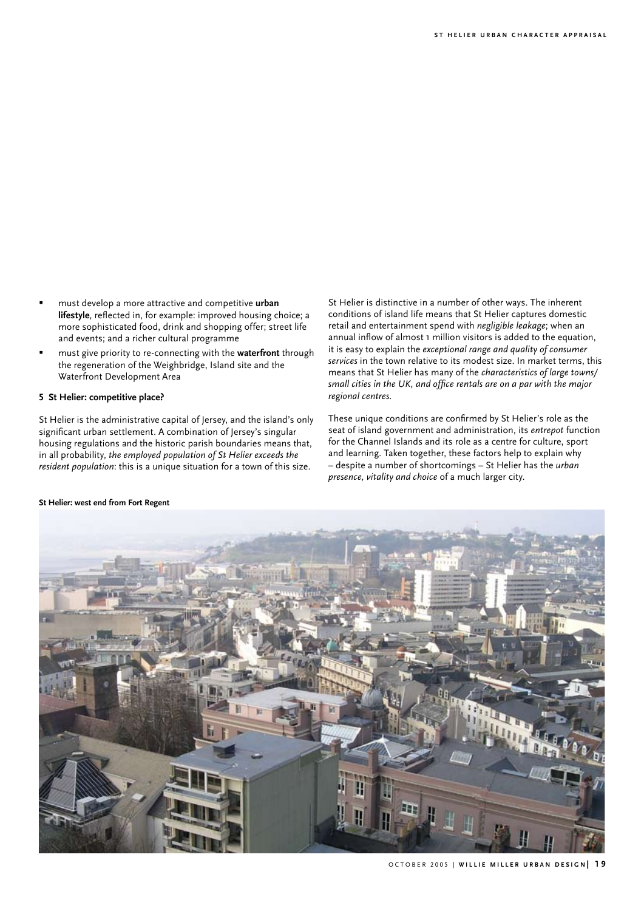- must develop a more attractive and competitive **urban lifestyle**, reflected in, for example: improved housing choice; a more sophisticated food, drink and shopping offer; street life and events; and a richer cultural programme
- must give priority to re-connecting with the **waterfront** through the regeneration of the Weighbridge, Island site and the Waterfront Development Area

**5 St Helier: competitive place?**

St Helier is the administrative capital of Jersey, and the island's only significant urban settlement. A combination of Jersey's singular housing regulations and the historic parish boundaries means that, in all probability, *the employed population of St Helier exceeds the resident population*: this is a unique situation for a town of this size.

St Helier is distinctive in a number of other ways. The inherent conditions of island life means that St Helier captures domestic retail and entertainment spend with *negligible leakage*; when an annual inflow of almost 1 million visitors is added to the equation, it is easy to explain the *exceptional range and quality of consumer services* in the town relative to its modest size. In market terms, this means that St Helier has many of the *characteristics of large towns/ small cities in the UK, and office rentals are on a par with the major regional centres.*

These unique conditions are confirmed by St Helier's role as the seat of island government and administration, its *entrepot* function for the Channel Islands and its role as a centre for culture, sport and learning. Taken together, these factors help to explain why – despite a number of shortcomings – St Helier has the *urban presence, vitality and choice* of a much larger city.

**St Helier: west end from Fort Regent**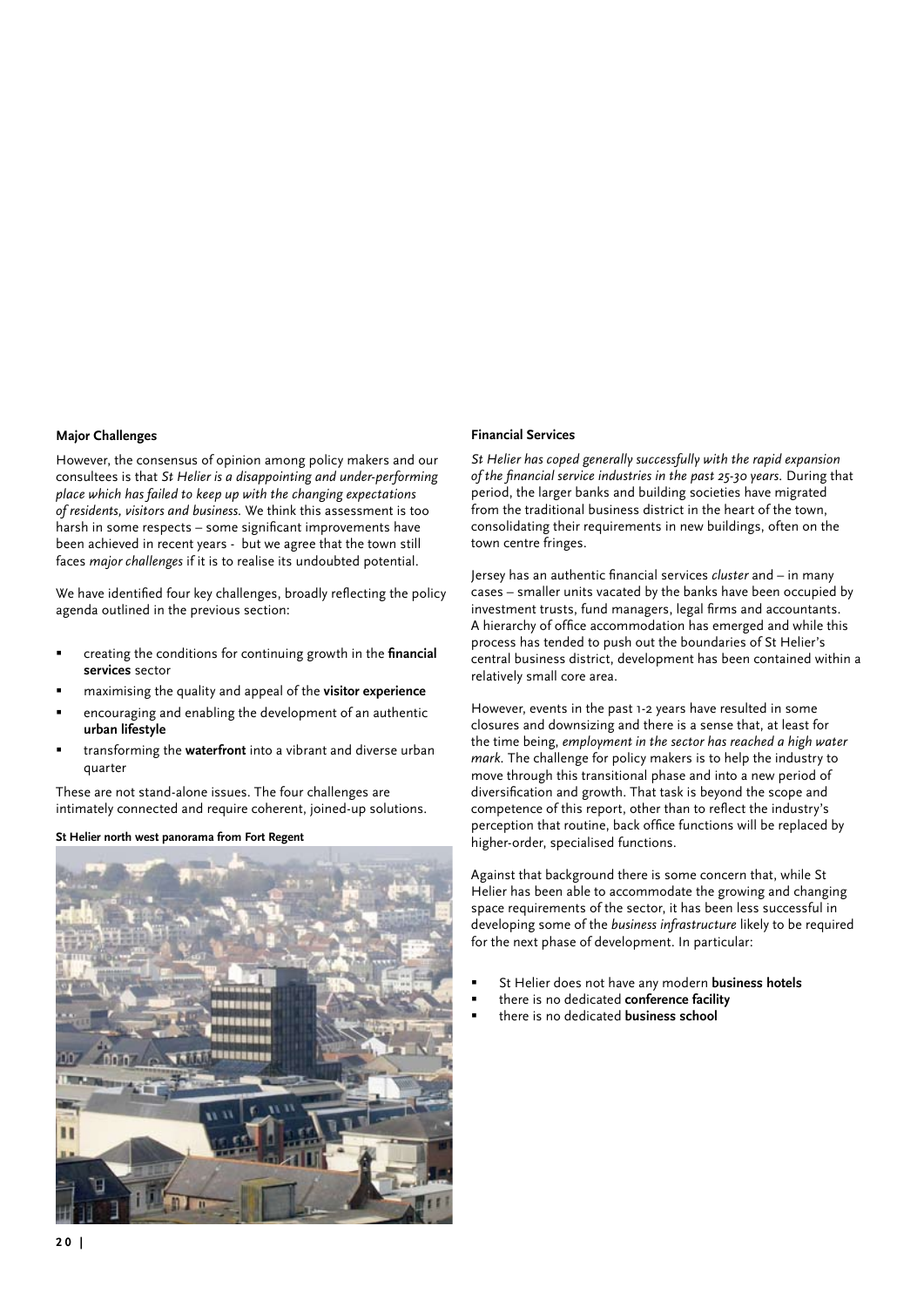### Major Challenges

However, the consensus of opinion among policy makers and our consultees is that *St Helier is a disappointing and under-performing place which has failed to keep up with the changing expectations of residents, visitors and business.* We think this assessment is too harsh in some respects – some significant improvements have been achieved in recent years - but we agree that the town still faces *major challenges* if it is to realise its undoubted potential.

We have identified four key challenges, broadly reflecting the policy agenda outlined in the previous section:

- creating the conditions for continuing growth in the **financial services** sector
- maximising the quality and appeal of the **visitor experience**
- encouraging and enabling the development of an authentic **urban lifestyle**
- transforming the **waterfront** into a vibrant and diverse urban quarter

These are not stand-alone issues. The four challenges are intimately connected and require coherent, joined-up solutions.

**St Helier north west panorama from Fort Regent**

### Financial Services

*St Helier has coped generally successfully with the rapid expansion of the financial service industries in the past 25-30 years.* During that period, the larger banks and building societies have migrated from the traditional business district in the heart of the town, consolidating their requirements in new buildings, often on the town centre fringes.

Jersey has an authentic financial services *cluster* and – in many cases – smaller units vacated by the banks have been occupied by investment trusts, fund managers, legal firms and accountants. A hierarchy of office accommodation has emerged and while this process has tended to push out the boundaries of St Helier's central business district, development has been contained within a relatively small core area.

However, events in the past 1-2 years have resulted in some closures and downsizing and there is a sense that, at least for the time being, *employment in the sector has reached a high water mark*. The challenge for policy makers is to help the industry to move through this transitional phase and into a new period of diversification and growth. That task is beyond the scope and competence of this report, other than to reflect the industry's perception that routine, back office functions will be replaced by higher-order, specialised functions.

Against that background there is some concern that, while St Helier has been able to accommodate the growing and changing space requirements of the sector, it has been less successful in developing some of the *business infrastructure* likely to be required for the next phase of development. In particular:

- St Helier does not have any modern **business hotels**
- there is no dedicated **conference facility**
- there is no dedicated **business school**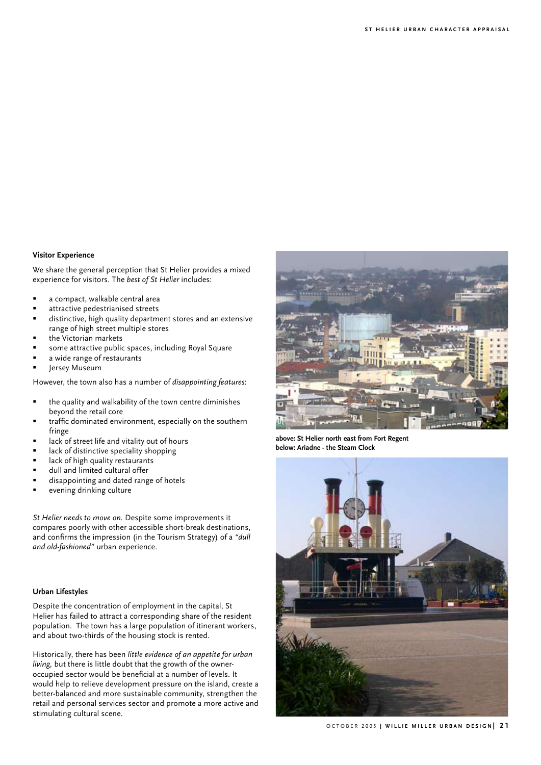### Visitor Experience

We share the general perception that St Helier provides a mixed experience for visitors. The *best of St Helier* includes:

- a compact, walkable central area
- attractive pedestrianised streets
- distinctive, high quality department stores and an extensive range of high street multiple stores
- the Victorian markets
- some attractive public spaces, including Royal Square
- a wide range of restaurants
- Jersey Museum

However, the town also has a number of *disappointing features*:

- the quality and walkability of the town centre diminishes beyond the retail core
- traffic dominated environment, especially on the southern fringe
- lack of street life and vitality out of hours
- lack of distinctive speciality shopping
- lack of high quality restaurants
- dull and limited cultural offer
- disappointing and dated range of hotels
- evening drinking culture

*St Helier needs to move on.* Despite some improvements it compares poorly with other accessible short-break destinations, and confirms the impression (in the Tourism Strategy) of a *"dull and old-fashioned"* urban experience.

### Urban Lifestyles

Despite the concentration of employment in the capital, St Helier has failed to attract a corresponding share of the resident population. The town has a large population of itinerant workers, and about two-thirds of the housing stock is rented.

Historically, there has been *little evidence of an appetite for urban living,* but there is little doubt that the growth of the owner-occupied sector would be beneficial at a number of levels. It would help to relieve development pressure on the island, create a better-balanced and more sustainable community, strengthen the retail and personal services sector and promote a more active and stimulating cultural scene.

**above: St Helier north east from Fort Regent**
**below: Ariadne - the Steam Clock**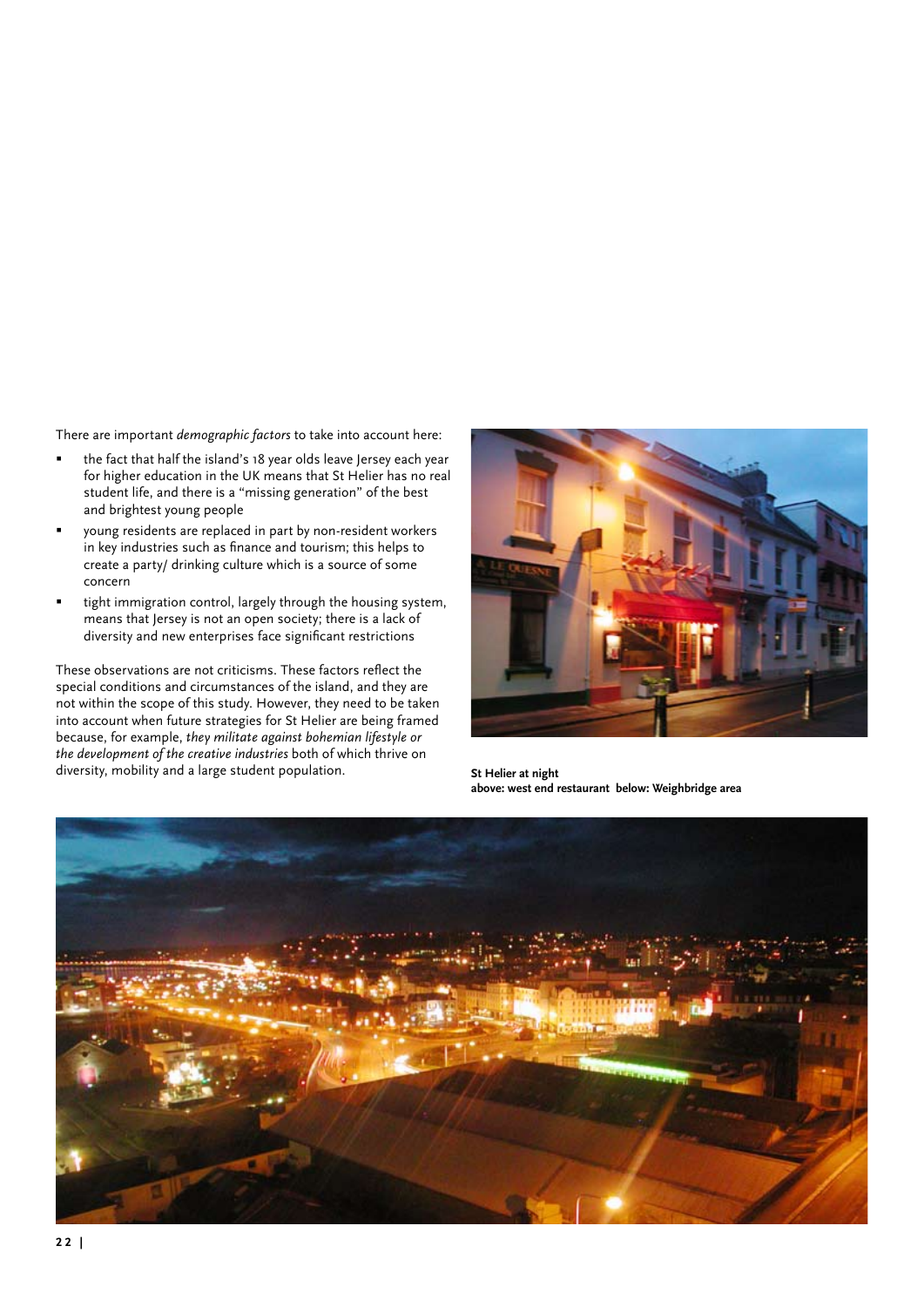There are important *demographic factors* to take into account here:

- the fact that half the island's 18 year olds leave Jersey each year for higher education in the UK means that St Helier has no real student life, and there is a "missing generation" of the best and brightest young people
- young residents are replaced in part by non-resident workers in key industries such as finance and tourism; this helps to create a party/ drinking culture which is a source of some concern
- tight immigration control, largely through the housing system, means that Jersey is not an open society; there is a lack of diversity and new enterprises face significant restrictions

These observations are not criticisms. These factors reflect the special conditions and circumstances of the island, and they are not within the scope of this study. However, they need to be taken into account when future strategies for St Helier are being framed because, for example, *they militate against bohemian lifestyle or the development of the creative industries* both of which thrive on diversity, mobility and a large student population.

**St Helier at night**
**above: west end restaurant below: Weighbridge area**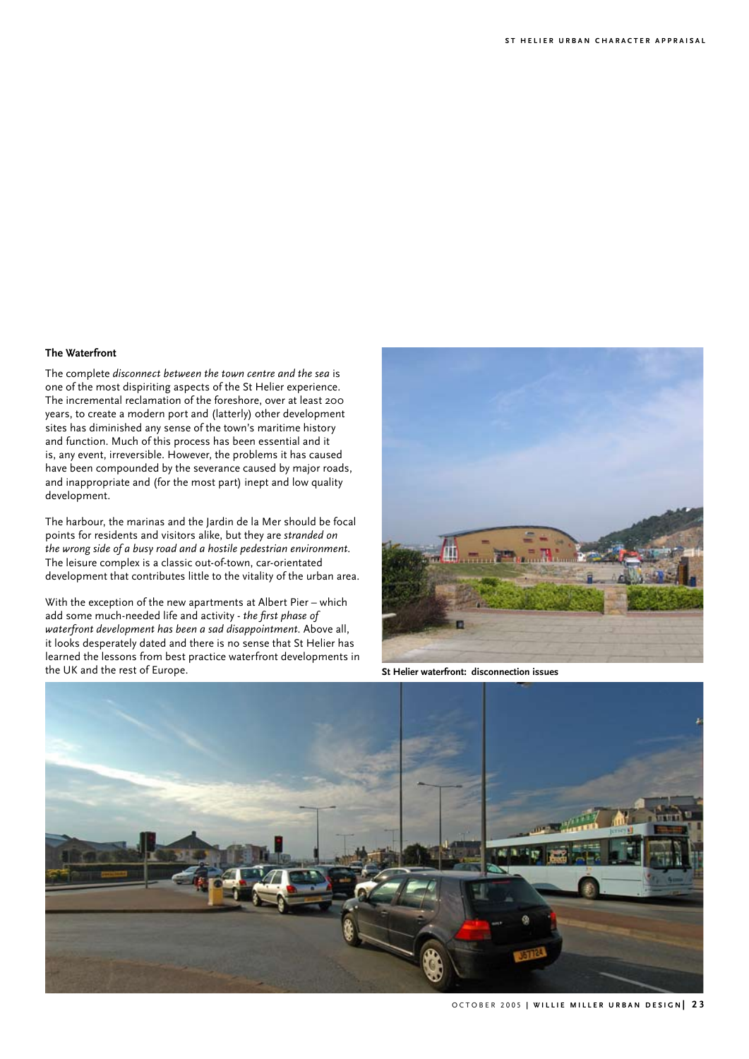### The Waterfront

The complete *disconnect between the town centre and the sea* is one of the most dispiriting aspects of the St Helier experience. The incremental reclamation of the foreshore, over at least 200 years, to create a modern port and (latterly) other development sites has diminished any sense of the town's maritime history and function. Much of this process has been essential and it is, any event, irreversible. However, the problems it has caused have been compounded by the severance caused by major roads, and inappropriate and (for the most part) inept and low quality development.

The harbour, the marinas and the Jardin de la Mer should be focal points for residents and visitors alike, but they are *stranded on the wrong side of a busy road and a hostile pedestrian environment.* The leisure complex is a classic out-of-town, car-orientated development that contributes little to the vitality of the urban area.

With the exception of the new apartments at Albert Pier – which add some much-needed life and activity - *the first phase of waterfront development has been a sad disappointment.* Above all, it looks desperately dated and there is no sense that St Helier has learned the lessons from best practice waterfront developments in the UK and the rest of Europe.

**St Helier waterfront: disconnection issues**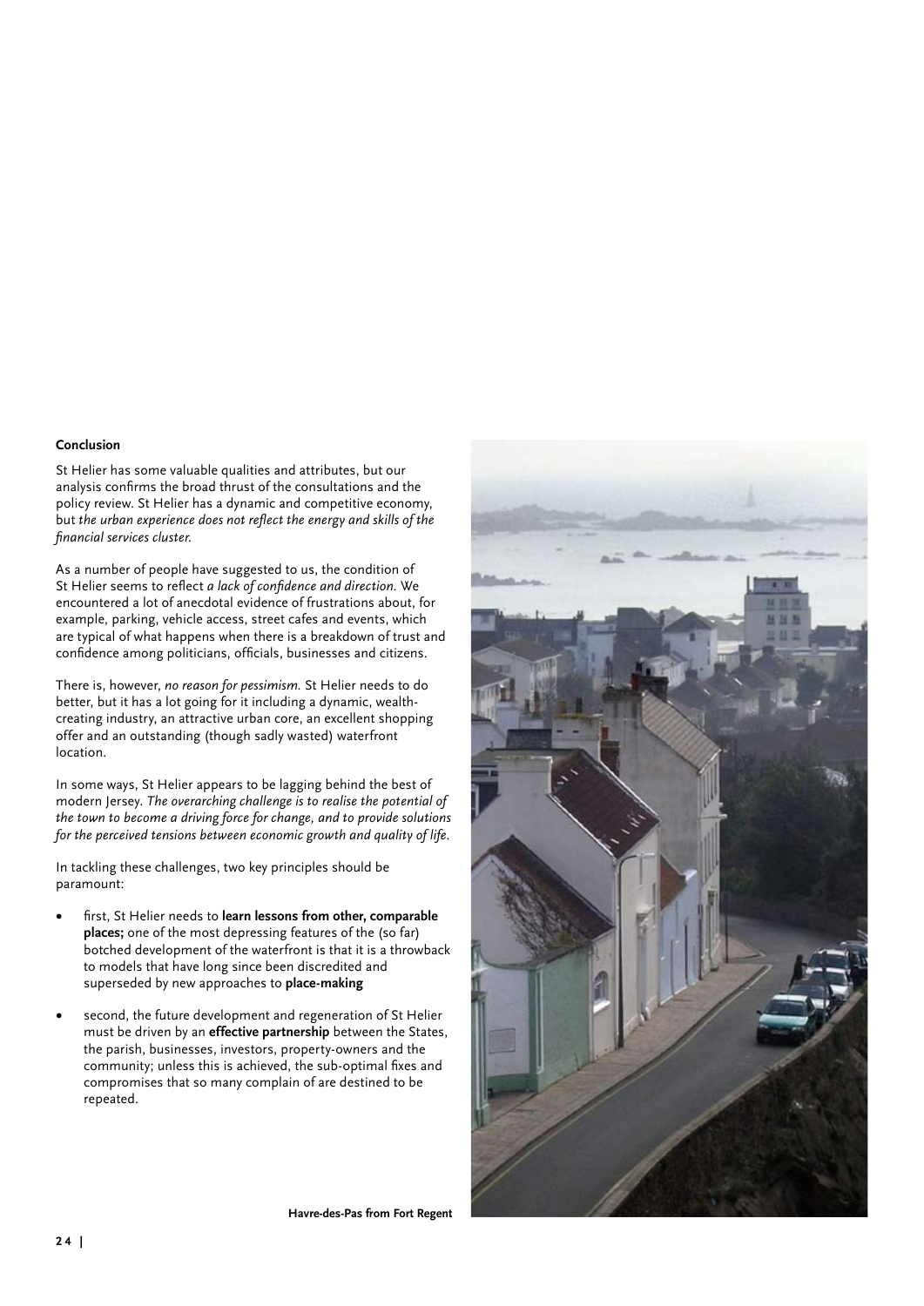**Conclusion**

St Helier has some valuable qualities and attributes, but our analysis confirms the broad thrust of the consultations and the policy review. St Helier has a dynamic and competitive economy, but *the urban experience does not reflect the energy and skills of the financial services cluster.*

As a number of people have suggested to us, the condition of St Helier seems to reflect *a lack of confidence and direction.* We encountered a lot of anecdotal evidence of frustrations about, for example, parking, vehicle access, street cafes and events, which are typical of what happens when there is a breakdown of trust and confidence among politicians, officials, businesses and citizens.

There is, however, *no reason for pessimism.* St Helier needs to do better, but it has a lot going for it including a dynamic, wealth-creating industry, an attractive urban core, an excellent shopping offer and an outstanding (though sadly wasted) waterfront location.

In some ways, St Helier appears to be lagging behind the best of modern Jersey. *The overarching challenge is to realise the potential of the town to become a driving force for change, and to provide solutions for the perceived tensions between economic growth and quality of life.*

In tackling these challenges, two key principles should be paramount:

- first, St Helier needs to **learn lessons from other, comparable places;** one of the most depressing features of the (so far) botched development of the waterfront is that it is a throwback to models that have long since been discredited and superseded by new approaches to **place-making**
- second, the future development and regeneration of St Helier must be driven by an **effective partnership** between the States, the parish, businesses, investors, property-owners and the community; unless this is achieved, the sub-optimal fixes and compromises that so many complain of are destined to be repeated.

**Havre-des-Pas from Fort Regent**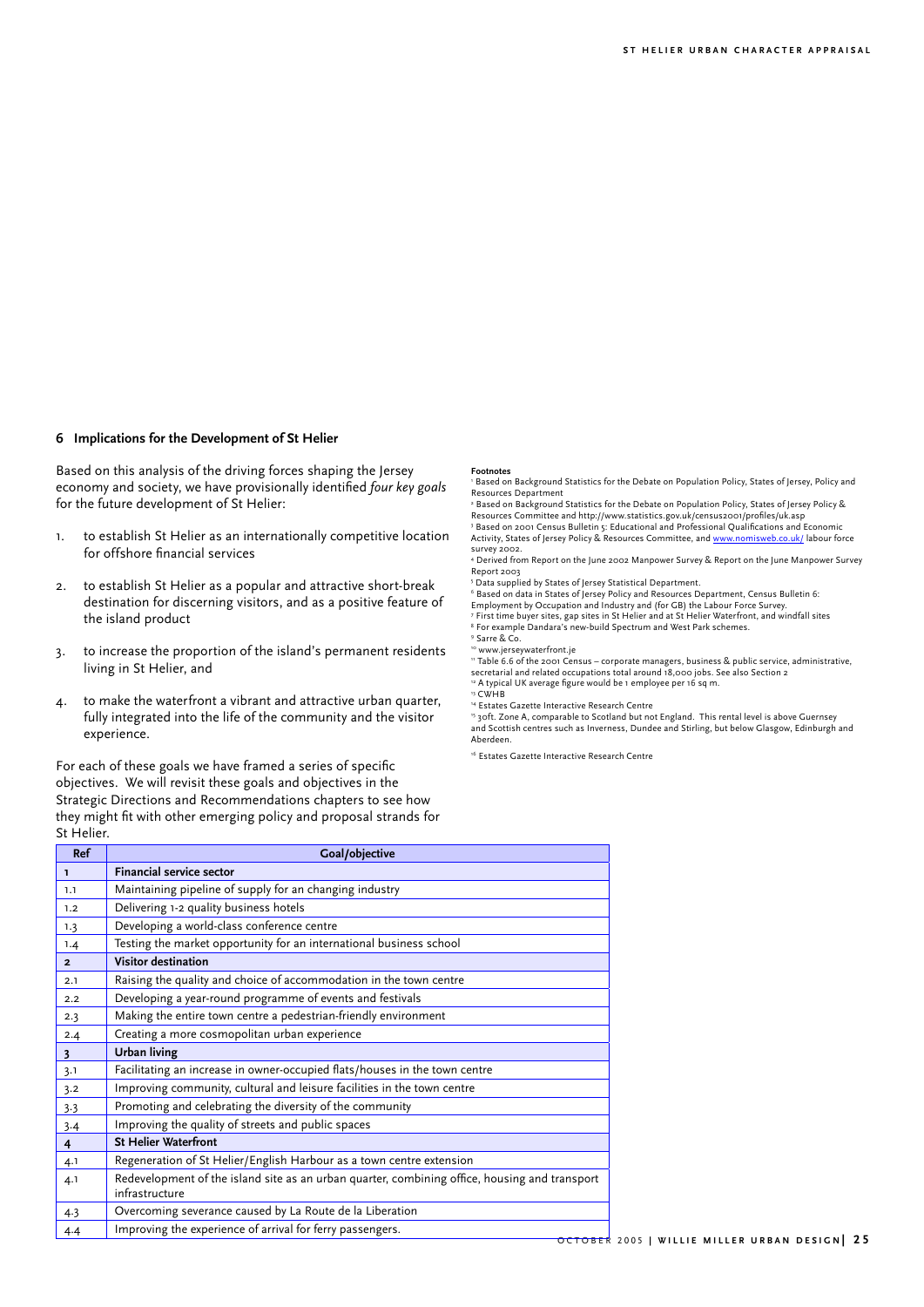## 6 Implications for the Development of St Helier

Based on this analysis of the driving forces shaping the Jersey economy and society, we have provisionally identified *four key goals* for the future development of St Helier:

1. to establish St Helier as an internationally competitive location for offshore financial services
2. to establish St Helier as a popular and attractive short-break destination for discerning visitors, and as a positive feature of the island product
3. to increase the proportion of the island's permanent residents living in St Helier, and
4. to make the waterfront a vibrant and attractive urban quarter, fully integrated into the life of the community and the visitor experience.

For each of these goals we have framed a series of specific objectives. We will revisit these goals and objectives in the Strategic Directions and Recommendations chapters to see how they might fit with other emerging policy and proposal strands for St Helier.

| Ref | Goal/objective |
|---|---|
| **1** | **Financial service sector** |
| 1.1 | Maintaining pipeline of supply for an changing industry |
| 1.2 | Delivering 1-2 quality business hotels |
| 1.3 | Developing a world-class conference centre |
| 1.4 | Testing the market opportunity for an international business school |
| **2** | **Visitor destination** |
| 2.1 | Raising the quality and choice of accommodation in the town centre |
| 2.2 | Developing a year-round programme of events and festivals |
| 2.3 | Making the entire town centre a pedestrian-friendly environment |
| 2.4 | Creating a more cosmopolitan urban experience |
| **3** | **Urban living** |
| 3.1 | Facilitating an increase in owner-occupied flats/houses in the town centre |
| 3.2 | Improving community, cultural and leisure facilities in the town centre |
| 3.3 | Promoting and celebrating the diversity of the community |
| 3.4 | Improving the quality of streets and public spaces |
| **4** | **St Helier Waterfront** |
| 4.1 | Regeneration of St Helier/English Harbour as a town centre extension |
| 4.1 | Redevelopment of the island site as an urban quarter, combining office, housing and transport infrastructure |
| 4.3 | Overcoming severance caused by La Route de la Liberation |
| 4.4 | Improving the experience of arrival for ferry passengers. |

**Footnotes**

[1] Based on Background Statistics for the Debate on Population Policy, States of Jersey, Policy and Resources Department

[2] Based on Background Statistics for the Debate on Population Policy, States of Jersey Policy & Resources Committee and http://www.statistics.gov.uk/census2001/profiles/uk.asp

[3] Based on 2001 Census Bulletin 5: Educational and Professional Qualifications and Economic Activity, States of Jersey Policy & Resources Committee, and www.nomisweb.co.uk/ labour force survey 2002.

[4] Derived from Report on the June 2002 Manpower Survey & Report on the June Manpower Survey Report 2003

[5] Data supplied by States of Jersey Statistical Department.

[6] Based on data in States of Jersey Policy and Resources Department, Census Bulletin 6: Employment by Occupation and Industry and (for GB) the Labour Force Survey.

[7] First time buyer sites, gap sites in St Helier and at St Helier Waterfront, and windfall sites

[8] For example Dandara's new-build Spectrum and West Park schemes.

[9] Sarre & Co.

[10] www.jerseywaterfront.je

[11] Table 6.6 of the 2001 Census – corporate managers, business & public service, administrative, secretarial and related occupations total around 18,000 jobs. See also Section 2

[12] A typical UK average figure would be 1 employee per 16 sq m.

[13] CWHB

[14] Estates Gazette Interactive Research Centre

[15] 30ft. Zone A, comparable to Scotland but not England. This rental level is above Guernsey and Scottish centres such as Inverness, Dundee and Stirling, but below Glasgow, Edinburgh and Aberdeen.

[16] Estates Gazette Interactive Research Centre